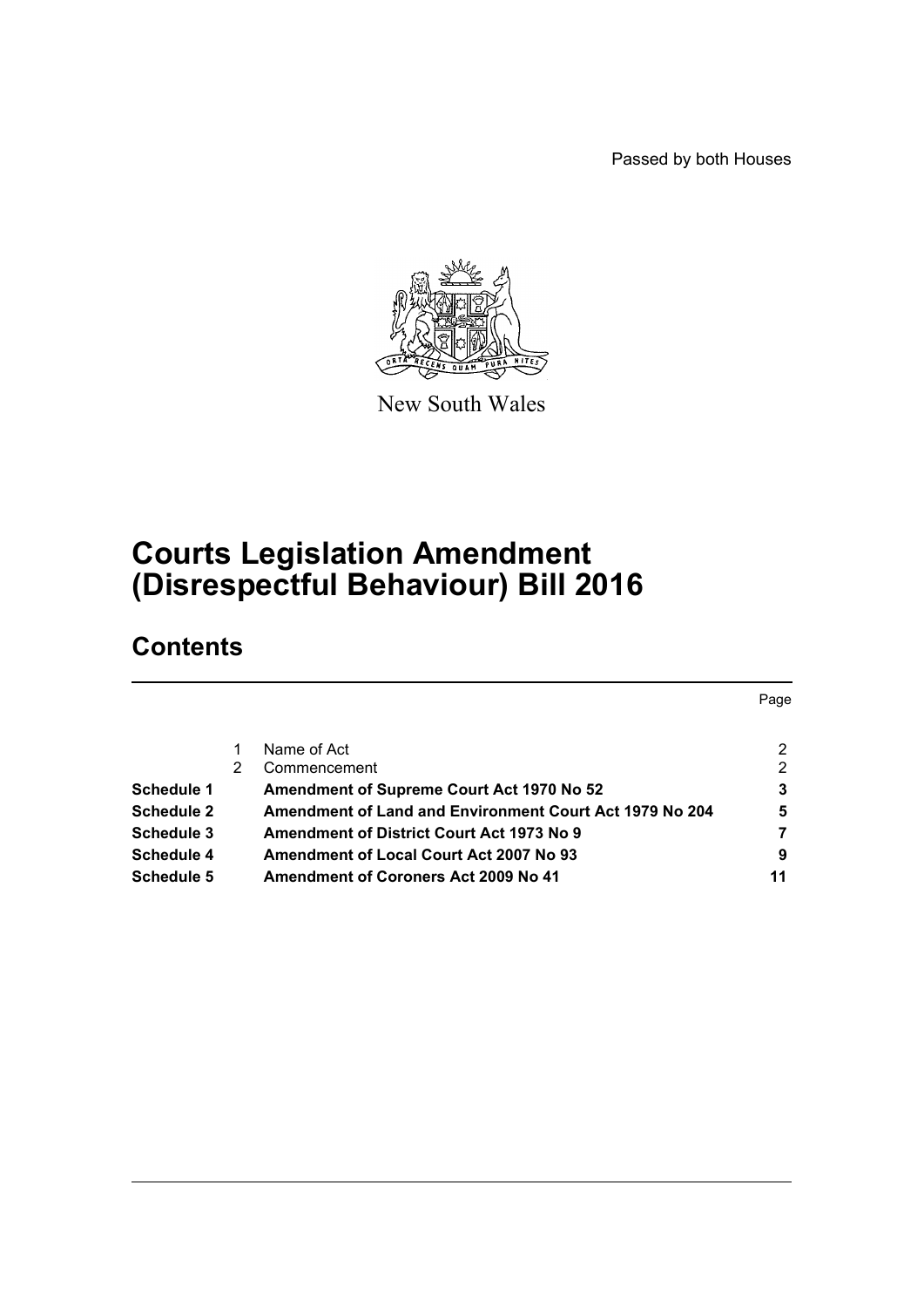Passed by both Houses

New South Wales

# Courts Legislation Amendment (Disrespectful Behaviour) Bill 2016

## Contents

| | | | Page |
|---|---|---|---|
| | 1 | Name of Act | 2 |
| | 2 | Commencement | 2 |
| **Schedule 1** | | **Amendment of Supreme Court Act 1970 No 52** | **3** |
| **Schedule 2** | | **Amendment of Land and Environment Court Act 1979 No 204** | **5** |
| **Schedule 3** | | **Amendment of District Court Act 1973 No 9** | **7** |
| **Schedule 4** | | **Amendment of Local Court Act 2007 No 93** | **9** |
| **Schedule 5** | | **Amendment of Coroners Act 2009 No 41** | **11** |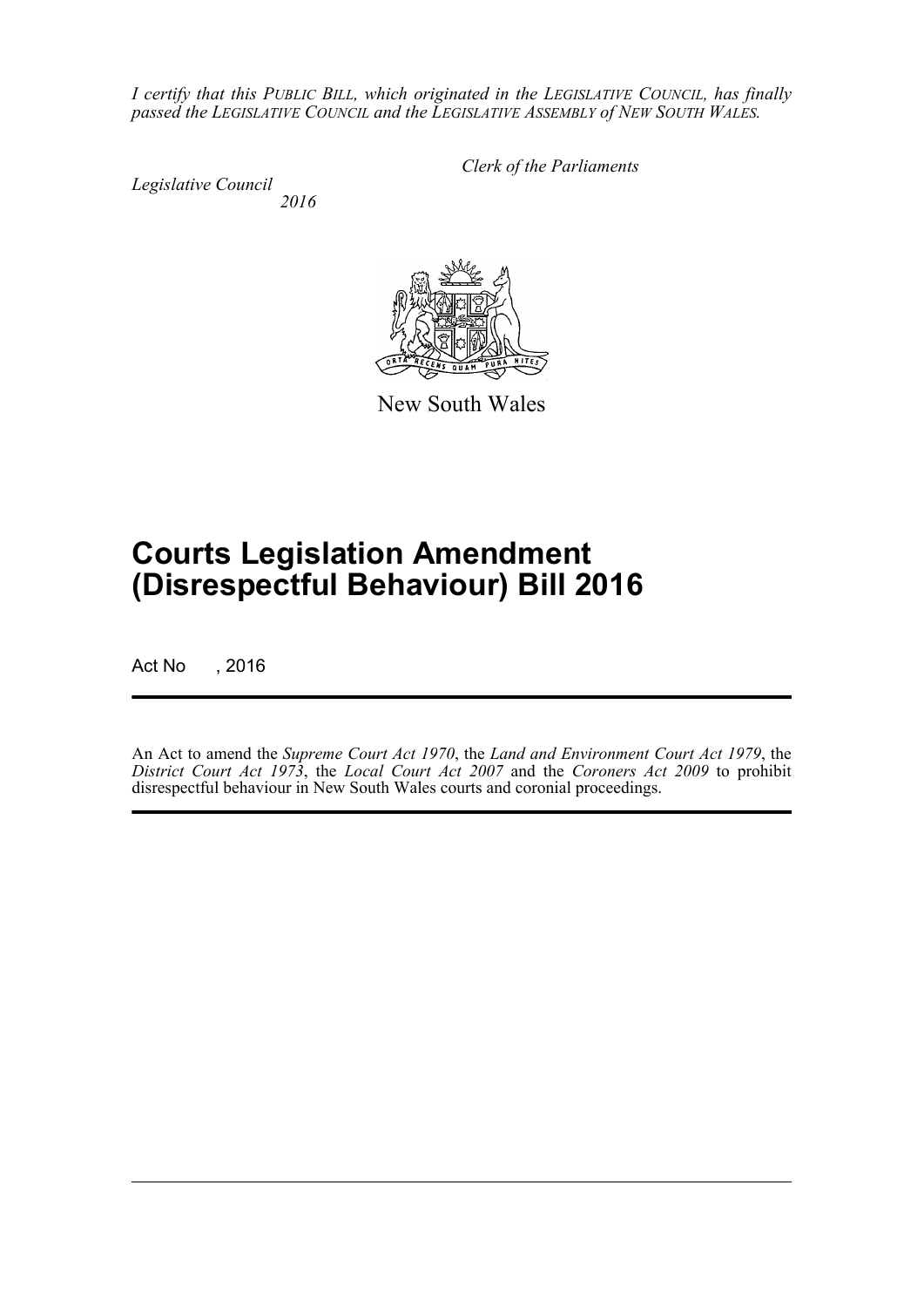*I certify that this PUBLIC BILL, which originated in the LEGISLATIVE COUNCIL, has finally passed the LEGISLATIVE COUNCIL and the LEGISLATIVE ASSEMBLY of NEW SOUTH WALES.*

*Clerk of the Parliaments*

*Legislative Council*
*2016*

New South Wales

# Courts Legislation Amendment (Disrespectful Behaviour) Bill 2016

Act No , 2016

An Act to amend the *Supreme Court Act 1970*, the *Land and Environment Court Act 1979*, the *District Court Act 1973*, the *Local Court Act 2007* and the *Coroners Act 2009* to prohibit disrespectful behaviour in New South Wales courts and coronial proceedings.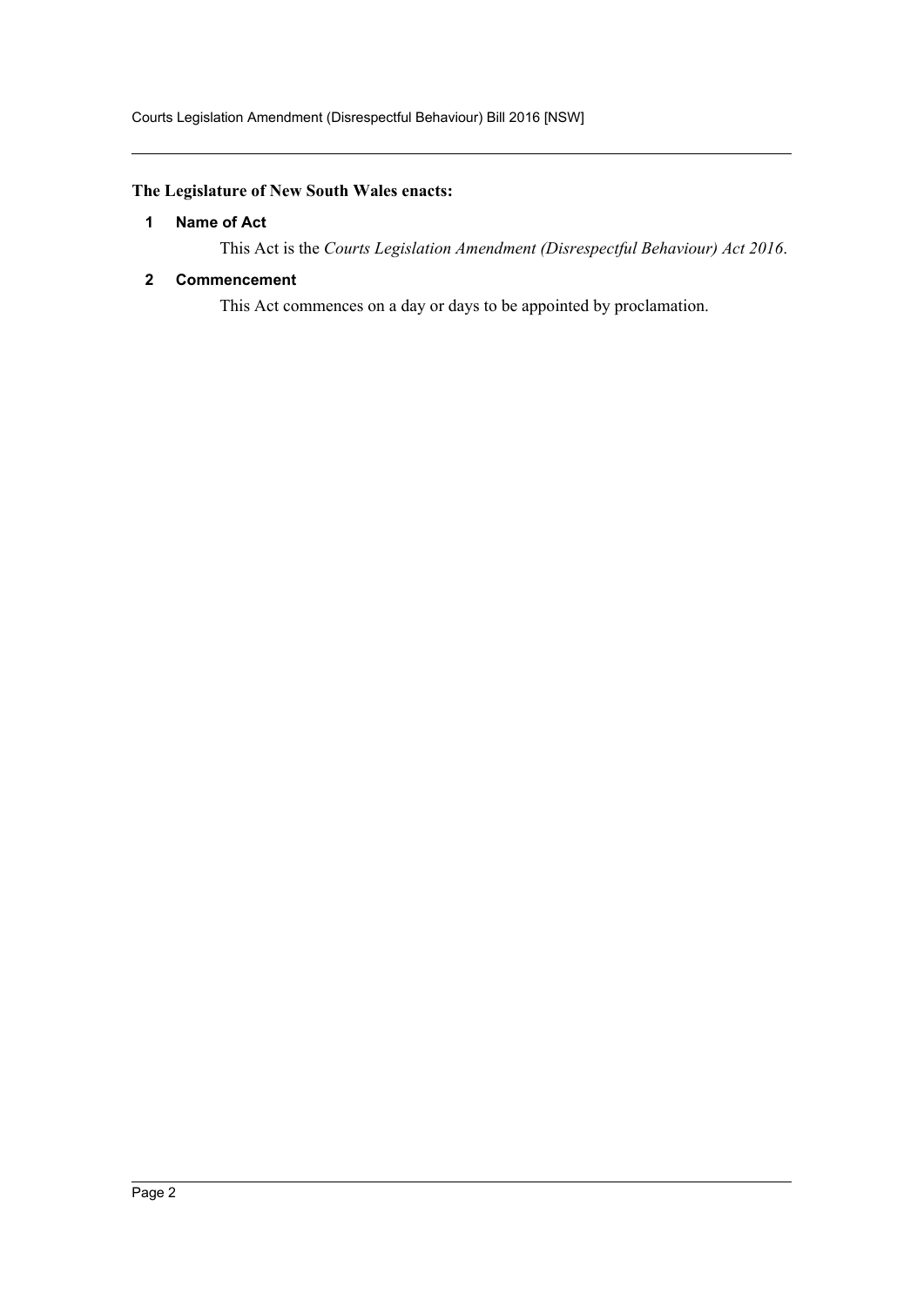**The Legislature of New South Wales enacts:**

### 1 Name of Act

This Act is the *Courts Legislation Amendment (Disrespectful Behaviour) Act 2016*.

### 2 Commencement

This Act commences on a day or days to be appointed by proclamation.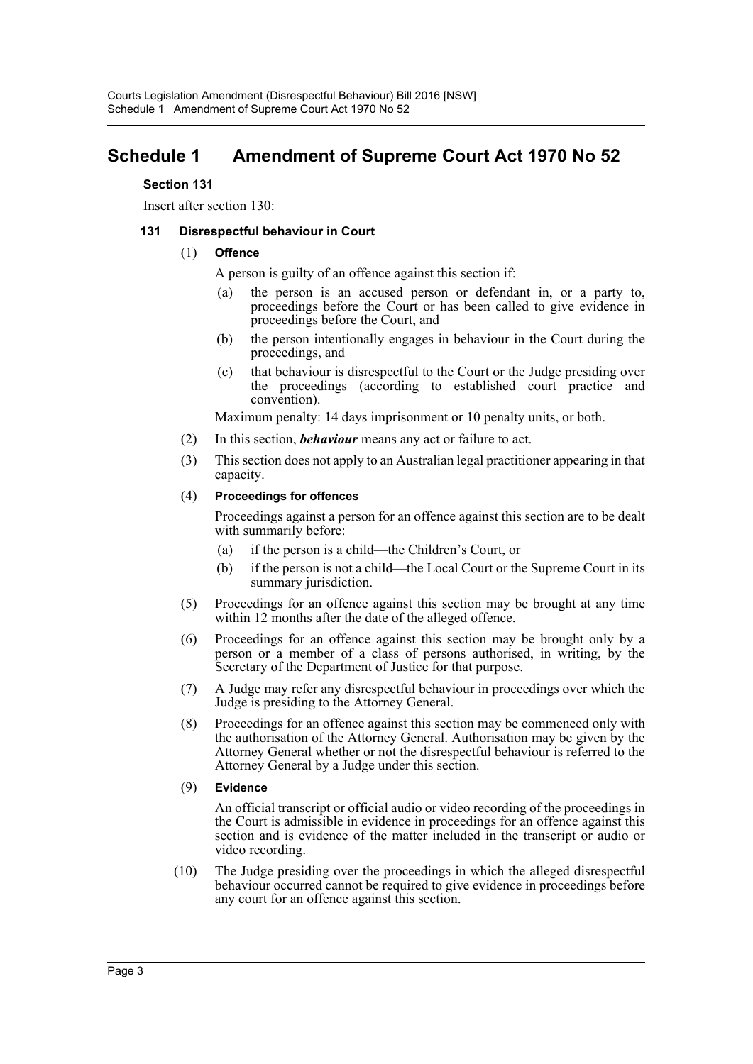# Schedule 1 Amendment of Supreme Court Act 1970 No 52

**Section 131**

Insert after section 130:

**131 Disrespectful behaviour in Court**

(1) **Offence**

A person is guilty of an offence against this section if:

- (a) the person is an accused person or defendant in, or a party to, proceedings before the Court or has been called to give evidence in proceedings before the Court, and
- (b) the person intentionally engages in behaviour in the Court during the proceedings, and
- (c) that behaviour is disrespectful to the Court or the Judge presiding over the proceedings (according to established court practice and convention).

Maximum penalty: 14 days imprisonment or 10 penalty units, or both.

(2) In this section, ***behaviour*** means any act or failure to act.

(3) This section does not apply to an Australian legal practitioner appearing in that capacity.

(4) **Proceedings for offences**

Proceedings against a person for an offence against this section are to be dealt with summarily before:

- (a) if the person is a child—the Children's Court, or
- (b) if the person is not a child—the Local Court or the Supreme Court in its summary jurisdiction.

(5) Proceedings for an offence against this section may be brought at any time within 12 months after the date of the alleged offence.

(6) Proceedings for an offence against this section may be brought only by a person or a member of a class of persons authorised, in writing, by the Secretary of the Department of Justice for that purpose.

(7) A Judge may refer any disrespectful behaviour in proceedings over which the Judge is presiding to the Attorney General.

(8) Proceedings for an offence against this section may be commenced only with the authorisation of the Attorney General. Authorisation may be given by the Attorney General whether or not the disrespectful behaviour is referred to the Attorney General by a Judge under this section.

(9) **Evidence**

An official transcript or official audio or video recording of the proceedings in the Court is admissible in evidence in proceedings for an offence against this section and is evidence of the matter included in the transcript or audio or video recording.

(10) The Judge presiding over the proceedings in which the alleged disrespectful behaviour occurred cannot be required to give evidence in proceedings before any court for an offence against this section.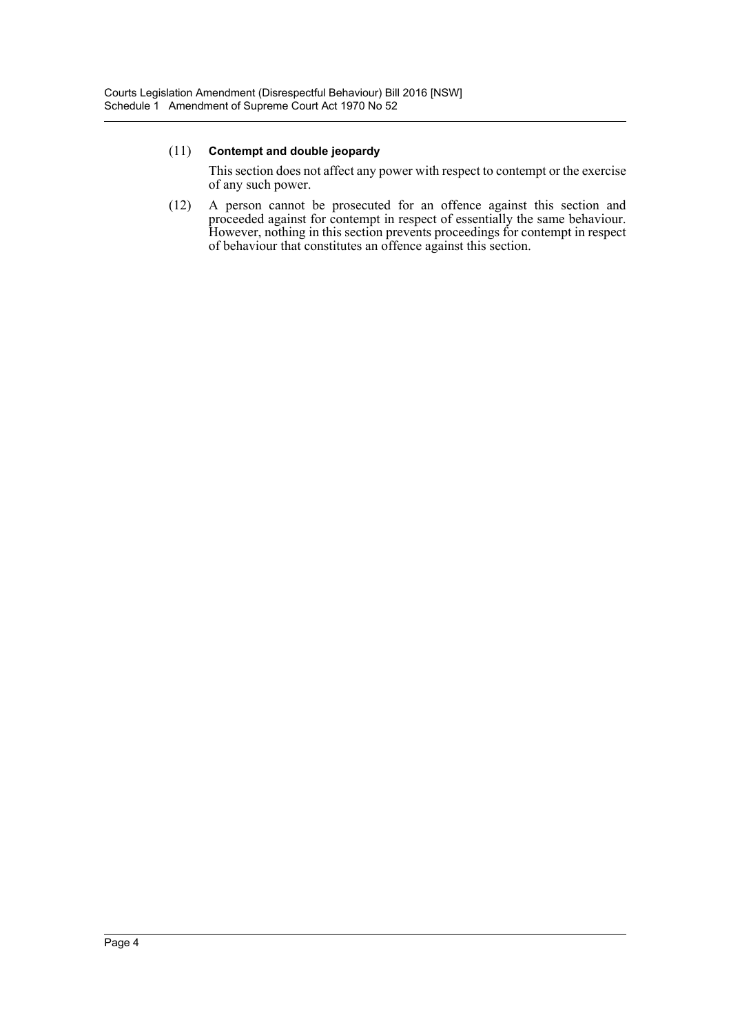(11) **Contempt and double jeopardy**

This section does not affect any power with respect to contempt or the exercise of any such power.

(12) A person cannot be prosecuted for an offence against this section and proceeded against for contempt in respect of essentially the same behaviour. However, nothing in this section prevents proceedings for contempt in respect of behaviour that constitutes an offence against this section.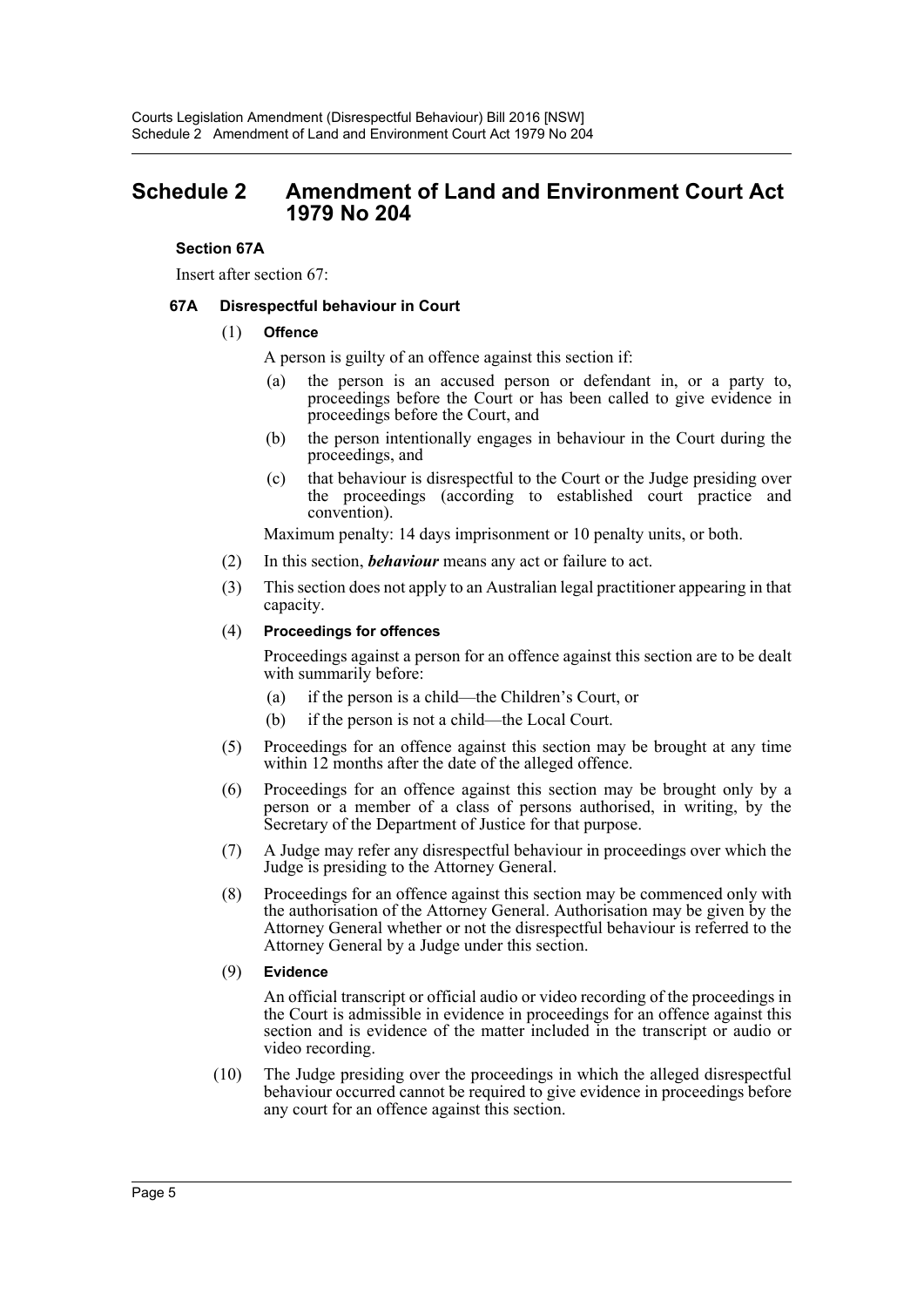# Schedule 2 Amendment of Land and Environment Court Act 1979 No 204

**Section 67A**

Insert after section 67:

### 67A Disrespectful behaviour in Court

(1) **Offence**

A person is guilty of an offence against this section if:

(a) the person is an accused person or defendant in, or a party to, proceedings before the Court or has been called to give evidence in proceedings before the Court, and

(b) the person intentionally engages in behaviour in the Court during the proceedings, and

(c) that behaviour is disrespectful to the Court or the Judge presiding over the proceedings (according to established court practice and convention).

Maximum penalty: 14 days imprisonment or 10 penalty units, or both.

(2) In this section, ***behaviour*** means any act or failure to act.

(3) This section does not apply to an Australian legal practitioner appearing in that capacity.

(4) **Proceedings for offences**

Proceedings against a person for an offence against this section are to be dealt with summarily before:

(a) if the person is a child—the Children's Court, or

(b) if the person is not a child—the Local Court.

(5) Proceedings for an offence against this section may be brought at any time within 12 months after the date of the alleged offence.

(6) Proceedings for an offence against this section may be brought only by a person or a member of a class of persons authorised, in writing, by the Secretary of the Department of Justice for that purpose.

(7) A Judge may refer any disrespectful behaviour in proceedings over which the Judge is presiding to the Attorney General.

(8) Proceedings for an offence against this section may be commenced only with the authorisation of the Attorney General. Authorisation may be given by the Attorney General whether or not the disrespectful behaviour is referred to the Attorney General by a Judge under this section.

(9) **Evidence**

An official transcript or official audio or video recording of the proceedings in the Court is admissible in evidence in proceedings for an offence against this section and is evidence of the matter included in the transcript or audio or video recording.

(10) The Judge presiding over the proceedings in which the alleged disrespectful behaviour occurred cannot be required to give evidence in proceedings before any court for an offence against this section.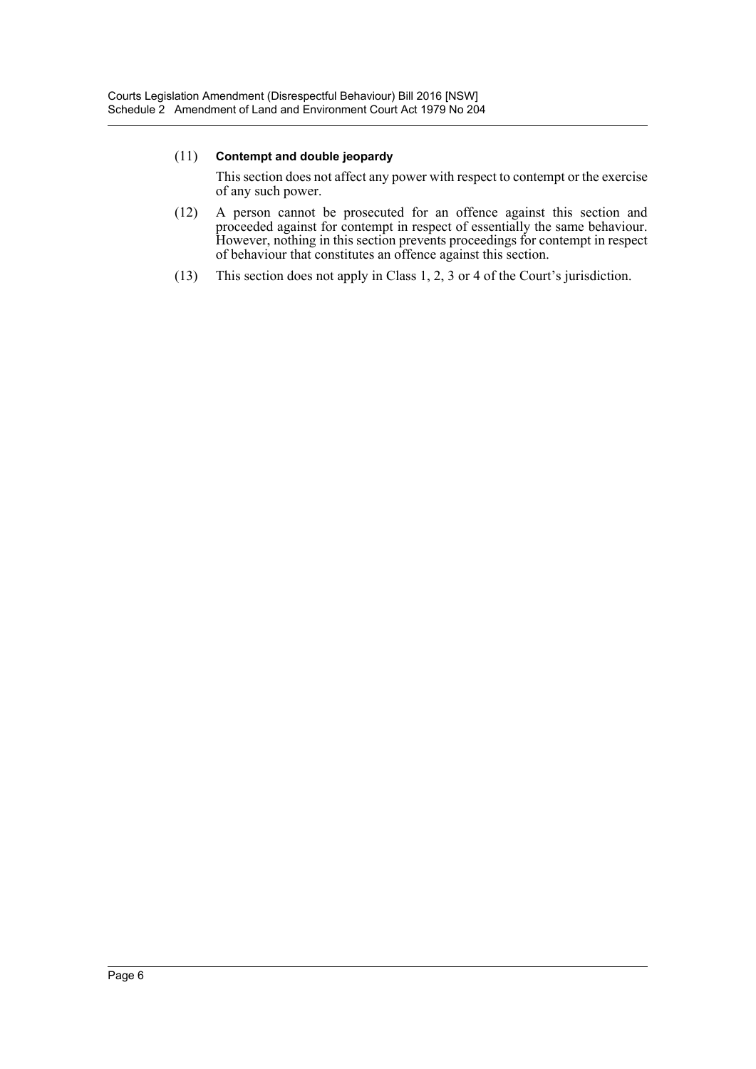(11) **Contempt and double jeopardy**

This section does not affect any power with respect to contempt or the exercise of any such power.

(12) A person cannot be prosecuted for an offence against this section and proceeded against for contempt in respect of essentially the same behaviour. However, nothing in this section prevents proceedings for contempt in respect of behaviour that constitutes an offence against this section.

(13) This section does not apply in Class 1, 2, 3 or 4 of the Court's jurisdiction.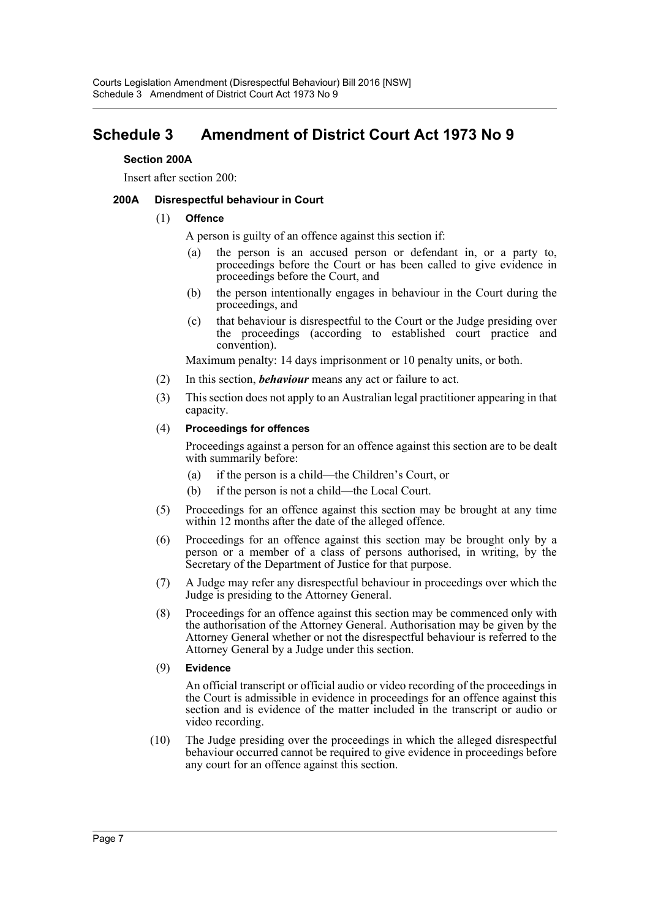# Schedule 3 Amendment of District Court Act 1973 No 9

### Section 200A

Insert after section 200:

#### 200A Disrespectful behaviour in Court

(1) **Offence**

A person is guilty of an offence against this section if:

(a) the person is an accused person or defendant in, or a party to, proceedings before the Court or has been called to give evidence in proceedings before the Court, and

(b) the person intentionally engages in behaviour in the Court during the proceedings, and

(c) that behaviour is disrespectful to the Court or the Judge presiding over the proceedings (according to established court practice and convention).

Maximum penalty: 14 days imprisonment or 10 penalty units, or both.

(2) In this section, ***behaviour*** means any act or failure to act.

(3) This section does not apply to an Australian legal practitioner appearing in that capacity.

(4) **Proceedings for offences**

Proceedings against a person for an offence against this section are to be dealt with summarily before:

(a) if the person is a child—the Children's Court, or

(b) if the person is not a child—the Local Court.

(5) Proceedings for an offence against this section may be brought at any time within 12 months after the date of the alleged offence.

(6) Proceedings for an offence against this section may be brought only by a person or a member of a class of persons authorised, in writing, by the Secretary of the Department of Justice for that purpose.

(7) A Judge may refer any disrespectful behaviour in proceedings over which the Judge is presiding to the Attorney General.

(8) Proceedings for an offence against this section may be commenced only with the authorisation of the Attorney General. Authorisation may be given by the Attorney General whether or not the disrespectful behaviour is referred to the Attorney General by a Judge under this section.

(9) **Evidence**

An official transcript or official audio or video recording of the proceedings in the Court is admissible in evidence in proceedings for an offence against this section and is evidence of the matter included in the transcript or audio or video recording.

(10) The Judge presiding over the proceedings in which the alleged disrespectful behaviour occurred cannot be required to give evidence in proceedings before any court for an offence against this section.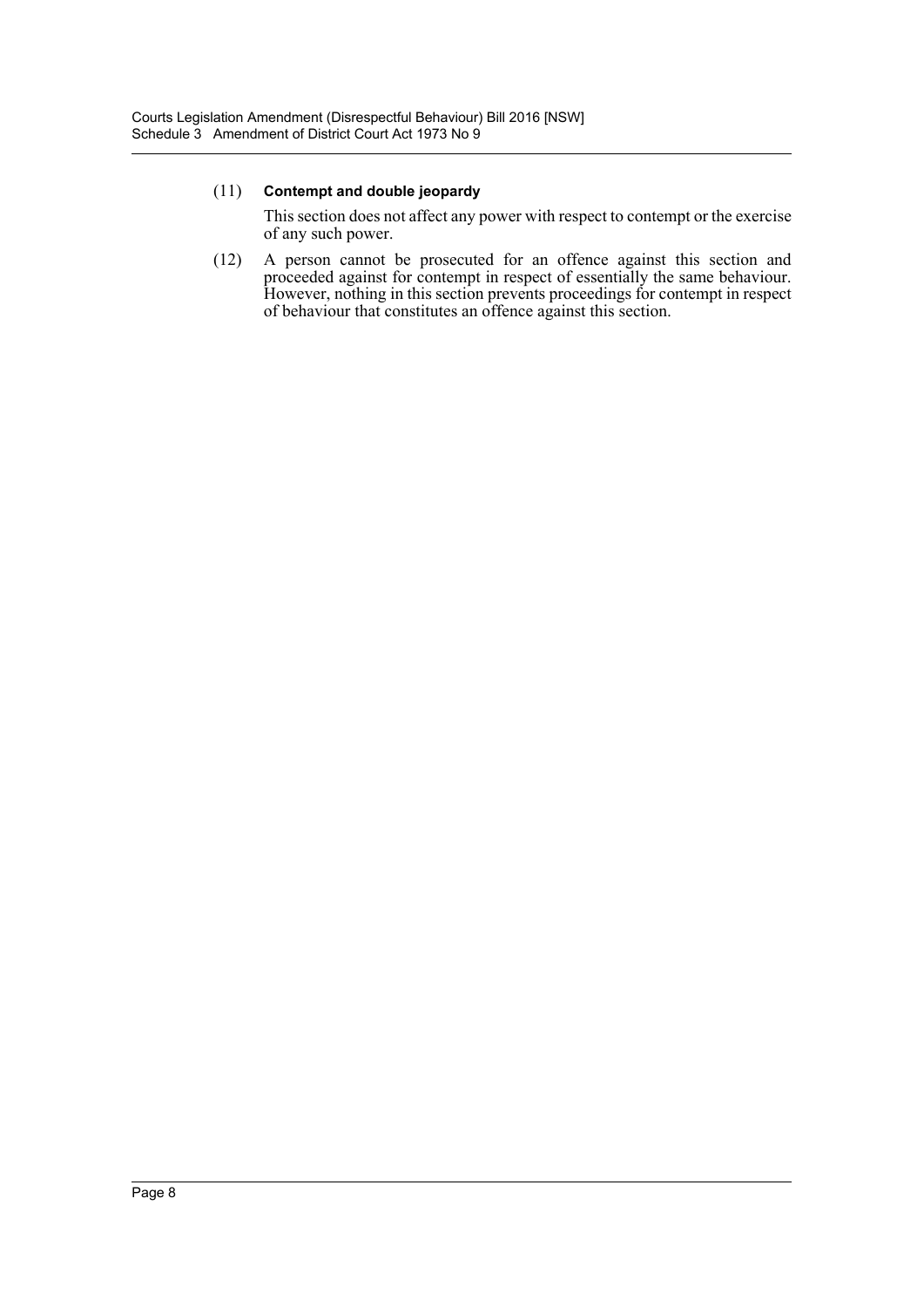(11) **Contempt and double jeopardy**

This section does not affect any power with respect to contempt or the exercise of any such power.

(12) A person cannot be prosecuted for an offence against this section and proceeded against for contempt in respect of essentially the same behaviour. However, nothing in this section prevents proceedings for contempt in respect of behaviour that constitutes an offence against this section.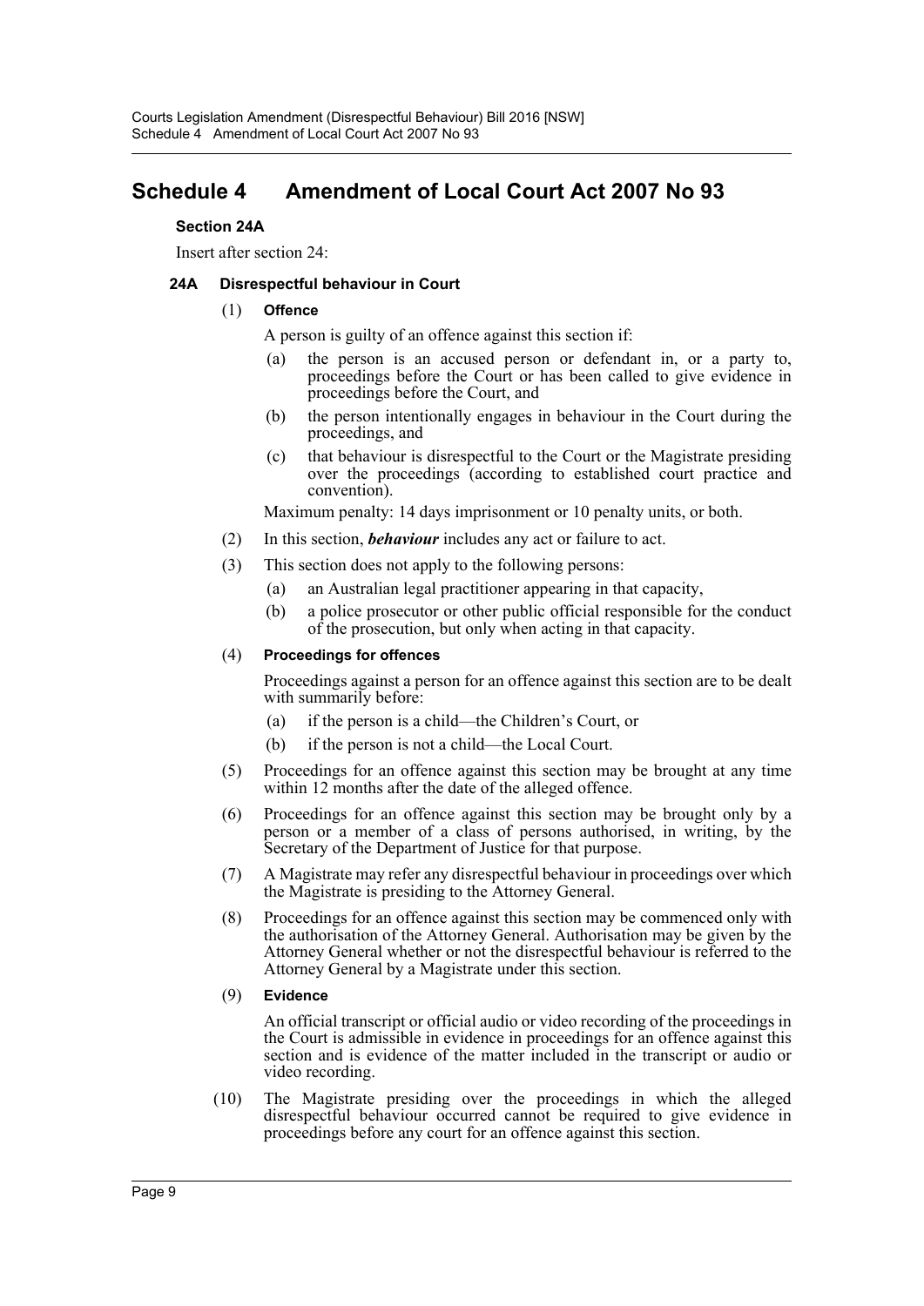# Schedule 4 Amendment of Local Court Act 2007 No 93

**Section 24A**

Insert after section 24:

**24A Disrespectful behaviour in Court**

(1) **Offence**

A person is guilty of an offence against this section if:

(a) the person is an accused person or defendant in, or a party to, proceedings before the Court or has been called to give evidence in proceedings before the Court, and

(b) the person intentionally engages in behaviour in the Court during the proceedings, and

(c) that behaviour is disrespectful to the Court or the Magistrate presiding over the proceedings (according to established court practice and convention).

Maximum penalty: 14 days imprisonment or 10 penalty units, or both.

(2) In this section, ***behaviour*** includes any act or failure to act.

(3) This section does not apply to the following persons:

(a) an Australian legal practitioner appearing in that capacity,

(b) a police prosecutor or other public official responsible for the conduct of the prosecution, but only when acting in that capacity.

(4) **Proceedings for offences**

Proceedings against a person for an offence against this section are to be dealt with summarily before:

(a) if the person is a child—the Children's Court, or

(b) if the person is not a child—the Local Court.

(5) Proceedings for an offence against this section may be brought at any time within 12 months after the date of the alleged offence.

(6) Proceedings for an offence against this section may be brought only by a person or a member of a class of persons authorised, in writing, by the Secretary of the Department of Justice for that purpose.

(7) A Magistrate may refer any disrespectful behaviour in proceedings over which the Magistrate is presiding to the Attorney General.

(8) Proceedings for an offence against this section may be commenced only with the authorisation of the Attorney General. Authorisation may be given by the Attorney General whether or not the disrespectful behaviour is referred to the Attorney General by a Magistrate under this section.

(9) **Evidence**

An official transcript or official audio or video recording of the proceedings in the Court is admissible in evidence in proceedings for an offence against this section and is evidence of the matter included in the transcript or audio or video recording.

(10) The Magistrate presiding over the proceedings in which the alleged disrespectful behaviour occurred cannot be required to give evidence in proceedings before any court for an offence against this section.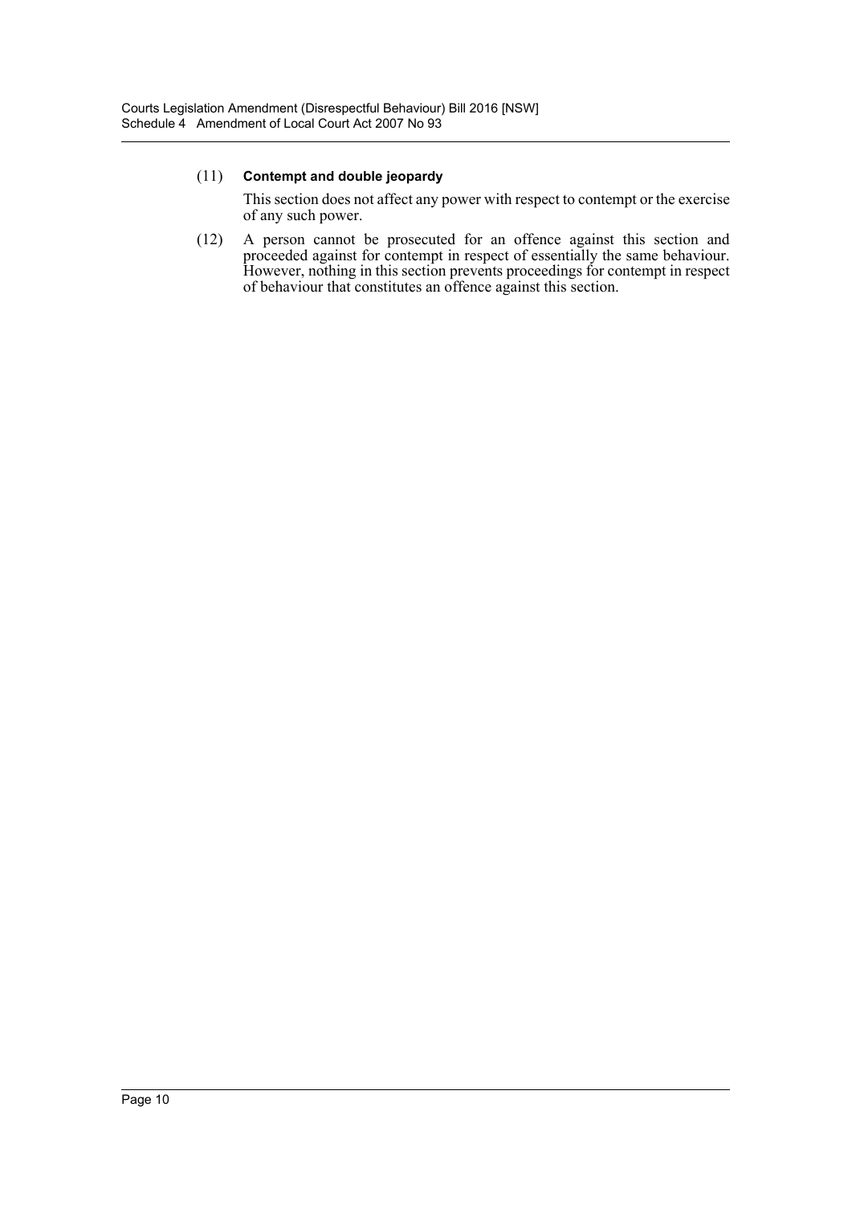(11) **Contempt and double jeopardy**

This section does not affect any power with respect to contempt or the exercise of any such power.

(12) A person cannot be prosecuted for an offence against this section and proceeded against for contempt in respect of essentially the same behaviour. However, nothing in this section prevents proceedings for contempt in respect of behaviour that constitutes an offence against this section.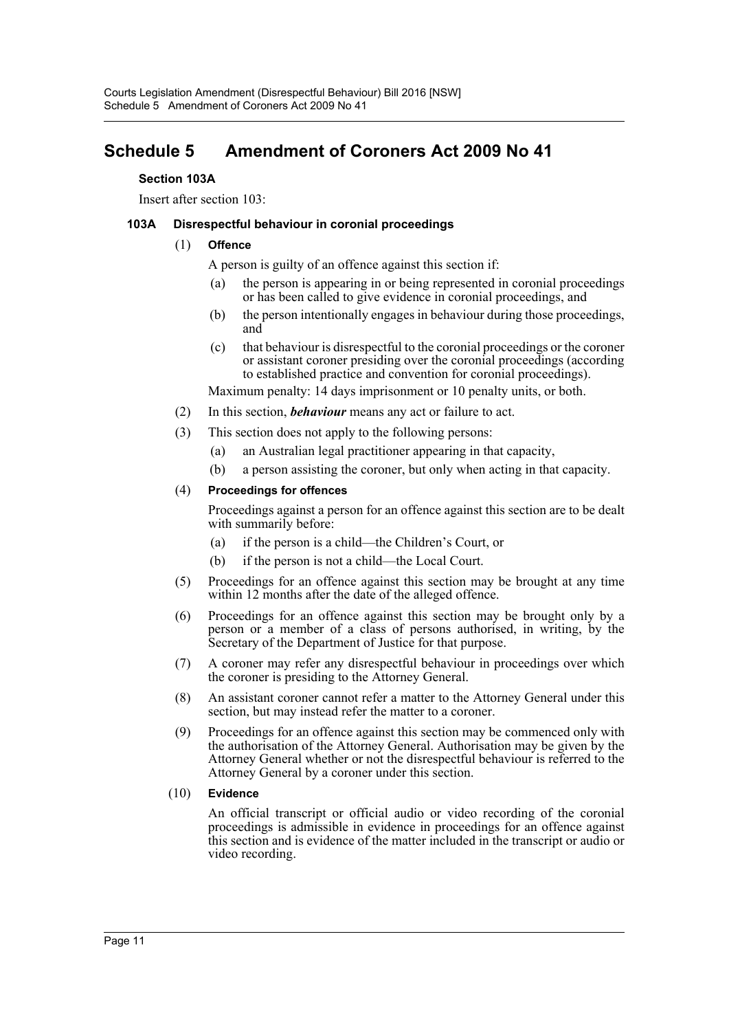# Schedule 5 Amendment of Coroners Act 2009 No 41

**Section 103A**

Insert after section 103:

### 103A Disrespectful behaviour in coronial proceedings

(1) **Offence**

A person is guilty of an offence against this section if:

(a) the person is appearing in or being represented in coronial proceedings or has been called to give evidence in coronial proceedings, and

(b) the person intentionally engages in behaviour during those proceedings, and

(c) that behaviour is disrespectful to the coronial proceedings or the coroner or assistant coroner presiding over the coronial proceedings (according to established practice and convention for coronial proceedings).

Maximum penalty: 14 days imprisonment or 10 penalty units, or both.

(2) In this section, ***behaviour*** means any act or failure to act.

(3) This section does not apply to the following persons:

(a) an Australian legal practitioner appearing in that capacity,

(b) a person assisting the coroner, but only when acting in that capacity.

(4) **Proceedings for offences**

Proceedings against a person for an offence against this section are to be dealt with summarily before:

(a) if the person is a child—the Children's Court, or

(b) if the person is not a child—the Local Court.

(5) Proceedings for an offence against this section may be brought at any time within 12 months after the date of the alleged offence.

(6) Proceedings for an offence against this section may be brought only by a person or a member of a class of persons authorised, in writing, by the Secretary of the Department of Justice for that purpose.

(7) A coroner may refer any disrespectful behaviour in proceedings over which the coroner is presiding to the Attorney General.

(8) An assistant coroner cannot refer a matter to the Attorney General under this section, but may instead refer the matter to a coroner.

(9) Proceedings for an offence against this section may be commenced only with the authorisation of the Attorney General. Authorisation may be given by the Attorney General whether or not the disrespectful behaviour is referred to the Attorney General by a coroner under this section.

(10) **Evidence**

An official transcript or official audio or video recording of the coronial proceedings is admissible in evidence in proceedings for an offence against this section and is evidence of the matter included in the transcript or audio or video recording.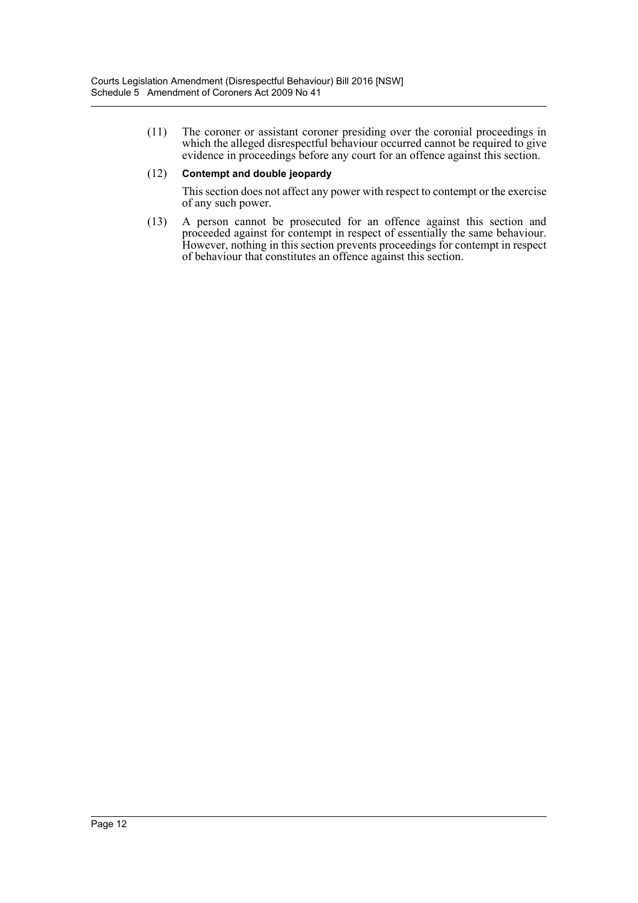(11) The coroner or assistant coroner presiding over the coronial proceedings in which the alleged disrespectful behaviour occurred cannot be required to give evidence in proceedings before any court for an offence against this section.

(12) **Contempt and double jeopardy**

This section does not affect any power with respect to contempt or the exercise of any such power.

(13) A person cannot be prosecuted for an offence against this section and proceeded against for contempt in respect of essentially the same behaviour. However, nothing in this section prevents proceedings for contempt in respect of behaviour that constitutes an offence against this section.